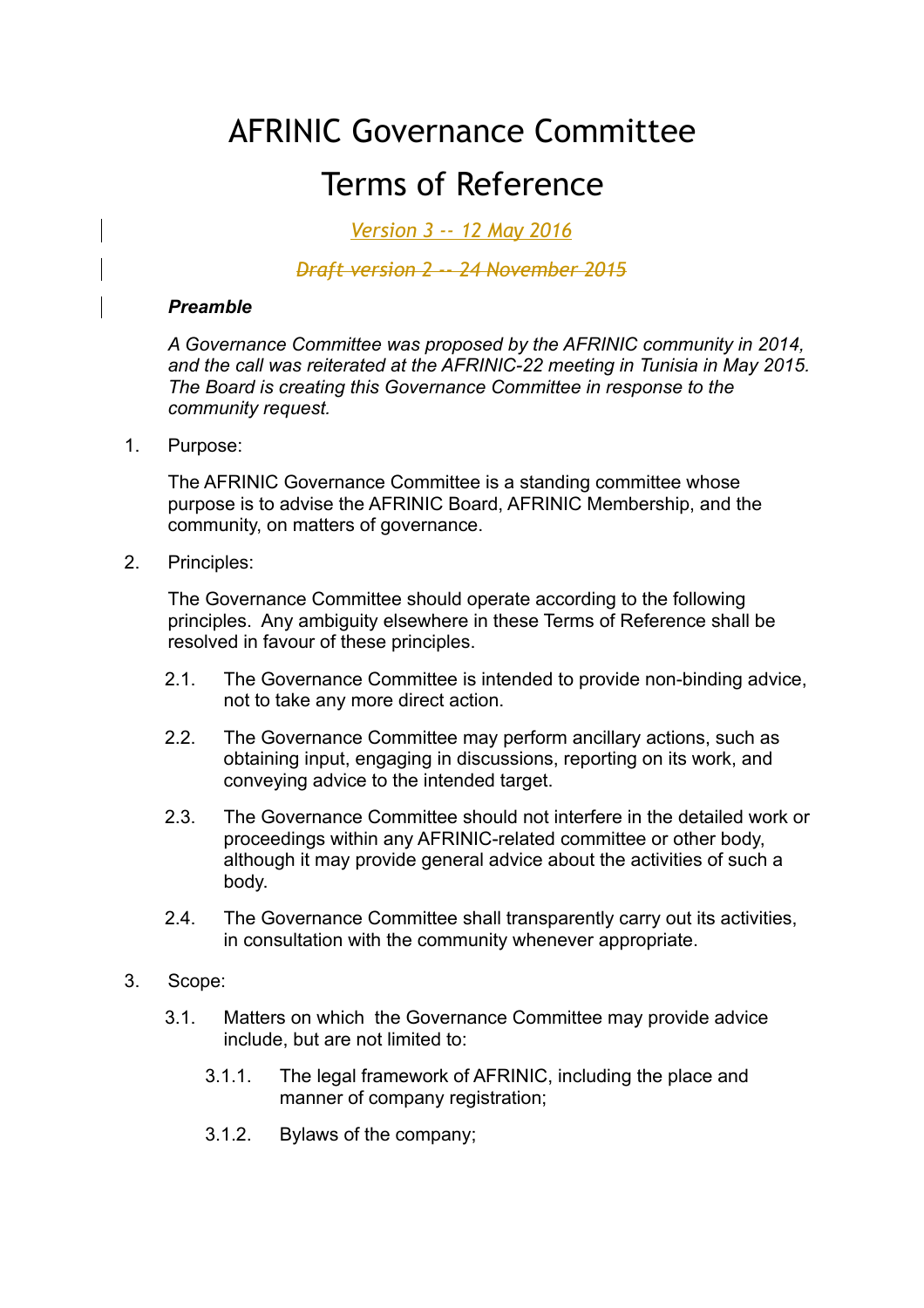# AFRINIC Governance Committee

# Terms of Reference

*Version 3 -- 12 May 2016*

~~*Draft version 2 -- 24 November 2015*~~

***Preamble***

*A Governance Committee was proposed by the AFRINIC community in 2014, and the call was reiterated at the AFRINIC-22 meeting in Tunisia in May 2015. The Board is creating this Governance Committee in response to the community request.*

1. Purpose:

   The AFRINIC Governance Committee is a standing committee whose purpose is to advise the AFRINIC Board, AFRINIC Membership, and the community, on matters of governance.

2. Principles:

   The Governance Committee should operate according to the following principles. Any ambiguity elsewhere in these Terms of Reference shall be resolved in favour of these principles.

   2.1. The Governance Committee is intended to provide non-binding advice, not to take any more direct action.

   2.2. The Governance Committee may perform ancillary actions, such as obtaining input, engaging in discussions, reporting on its work, and conveying advice to the intended target.

   2.3. The Governance Committee should not interfere in the detailed work or proceedings within any AFRINIC-related committee or other body, although it may provide general advice about the activities of such a body.

   2.4. The Governance Committee shall transparently carry out its activities, in consultation with the community whenever appropriate.

3. Scope:

   3.1. Matters on which the Governance Committee may provide advice include, but are not limited to:

      3.1.1. The legal framework of AFRINIC, including the place and manner of company registration;

      3.1.2. Bylaws of the company;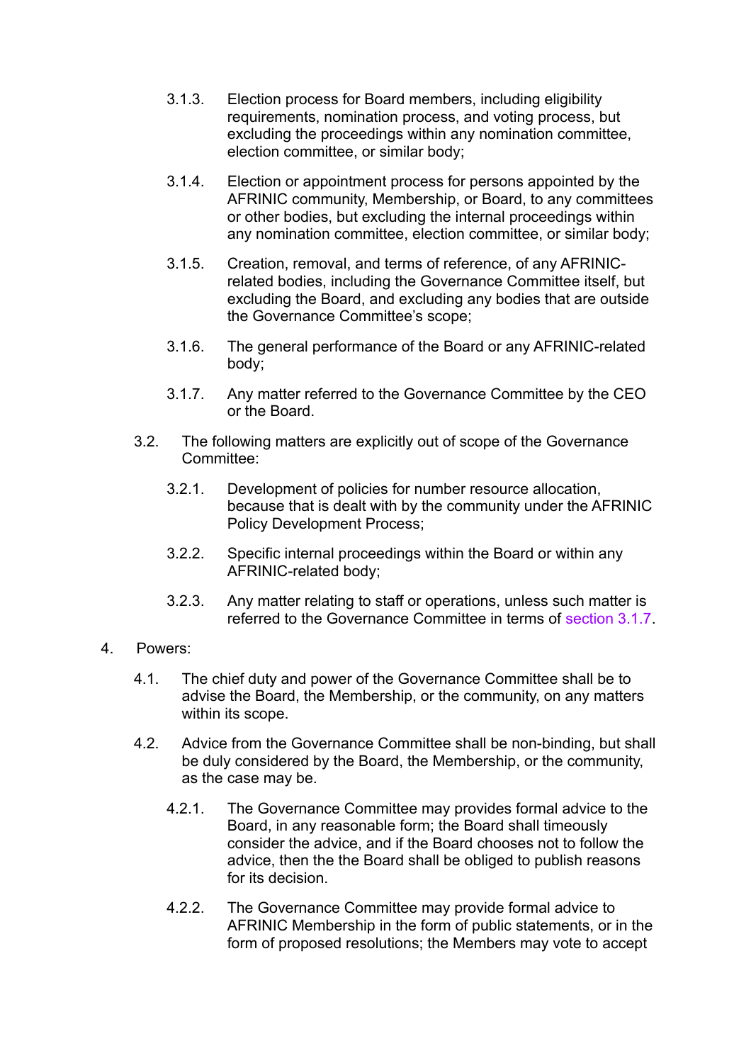3.1.3. Election process for Board members, including eligibility requirements, nomination process, and voting process, but excluding the proceedings within any nomination committee, election committee, or similar body;

3.1.4. Election or appointment process for persons appointed by the AFRINIC community, Membership, or Board, to any committees or other bodies, but excluding the internal proceedings within any nomination committee, election committee, or similar body;

3.1.5. Creation, removal, and terms of reference, of any AFRINIC-related bodies, including the Governance Committee itself, but excluding the Board, and excluding any bodies that are outside the Governance Committee's scope;

3.1.6. The general performance of the Board or any AFRINIC-related body;

3.1.7. Any matter referred to the Governance Committee by the CEO or the Board.

3.2. The following matters are explicitly out of scope of the Governance Committee:

3.2.1. Development of policies for number resource allocation, because that is dealt with by the community under the AFRINIC Policy Development Process;

3.2.2. Specific internal proceedings within the Board or within any AFRINIC-related body;

3.2.3. Any matter relating to staff or operations, unless such matter is referred to the Governance Committee in terms of section 3.1.7.

4. Powers:

4.1. The chief duty and power of the Governance Committee shall be to advise the Board, the Membership, or the community, on any matters within its scope.

4.2. Advice from the Governance Committee shall be non-binding, but shall be duly considered by the Board, the Membership, or the community, as the case may be.

4.2.1. The Governance Committee may provides formal advice to the Board, in any reasonable form; the Board shall timeously consider the advice, and if the Board chooses not to follow the advice, then the the Board shall be obliged to publish reasons for its decision.

4.2.2. The Governance Committee may provide formal advice to AFRINIC Membership in the form of public statements, or in the form of proposed resolutions; the Members may vote to accept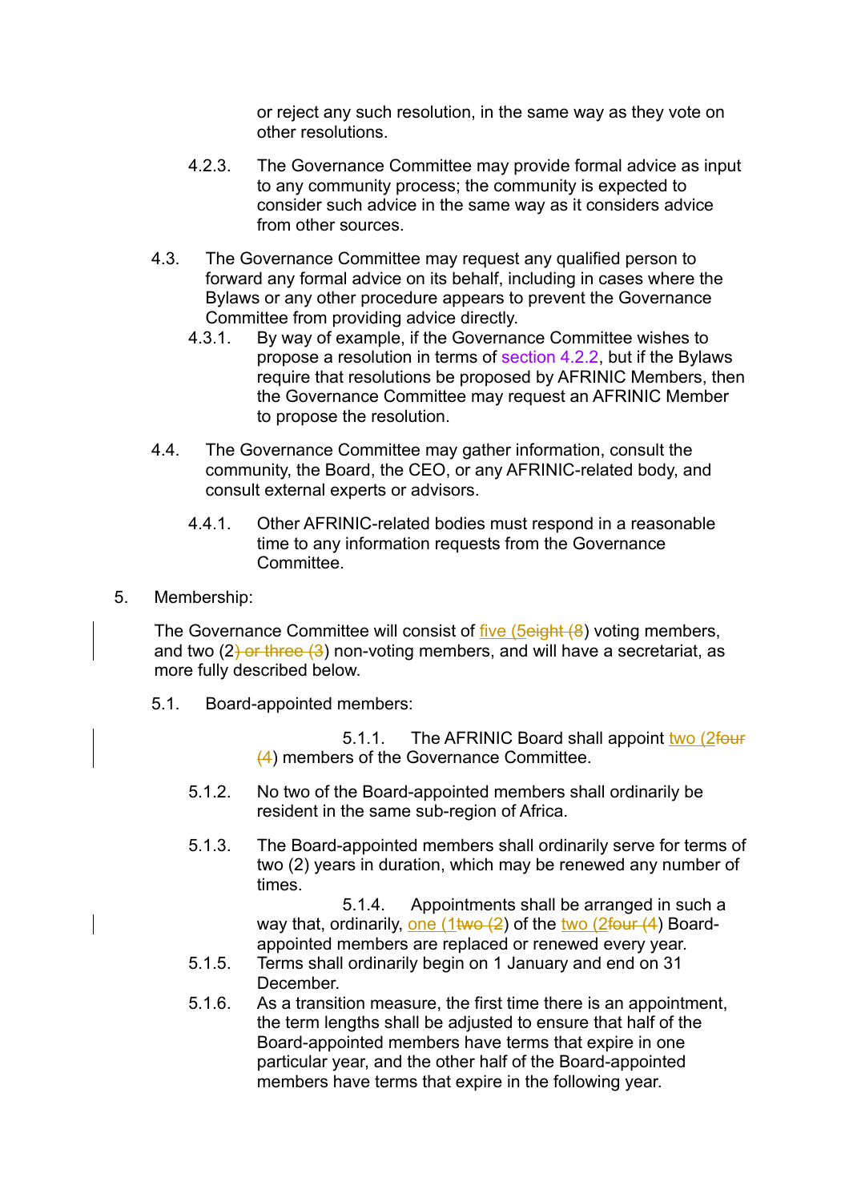or reject any such resolution, in the same way as they vote on other resolutions.

4.2.3. The Governance Committee may provide formal advice as input to any community process; the community is expected to consider such advice in the same way as it considers advice from other sources.

4.3. The Governance Committee may request any qualified person to forward any formal advice on its behalf, including in cases where the Bylaws or any other procedure appears to prevent the Governance Committee from providing advice directly.

4.3.1. By way of example, if the Governance Committee wishes to propose a resolution in terms of section 4.2.2, but if the Bylaws require that resolutions be proposed by AFRINIC Members, then the Governance Committee may request an AFRINIC Member to propose the resolution.

4.4. The Governance Committee may gather information, consult the community, the Board, the CEO, or any AFRINIC-related body, and consult external experts or advisors.

4.4.1. Other AFRINIC-related bodies must respond in a reasonable time to any information requests from the Governance Committee.

5. Membership:

The Governance Committee will consist of five (5~~eight (8~~) voting members, and two (2~~) or three (3~~) non-voting members, and will have a secretariat, as more fully described below.

5.1. Board-appointed members:

5.1.1. The AFRINIC Board shall appoint two (2~~four (4~~) members of the Governance Committee.

5.1.2. No two of the Board-appointed members shall ordinarily be resident in the same sub-region of Africa.

5.1.3. The Board-appointed members shall ordinarily serve for terms of two (2) years in duration, which may be renewed any number of times.

5.1.4. Appointments shall be arranged in such a way that, ordinarily, one (1~~two (2~~) of the two (2~~four (4~~) Board-appointed members are replaced or renewed every year.

5.1.5. Terms shall ordinarily begin on 1 January and end on 31 December.

5.1.6. As a transition measure, the first time there is an appointment, the term lengths shall be adjusted to ensure that half of the Board-appointed members have terms that expire in one particular year, and the other half of the Board-appointed members have terms that expire in the following year.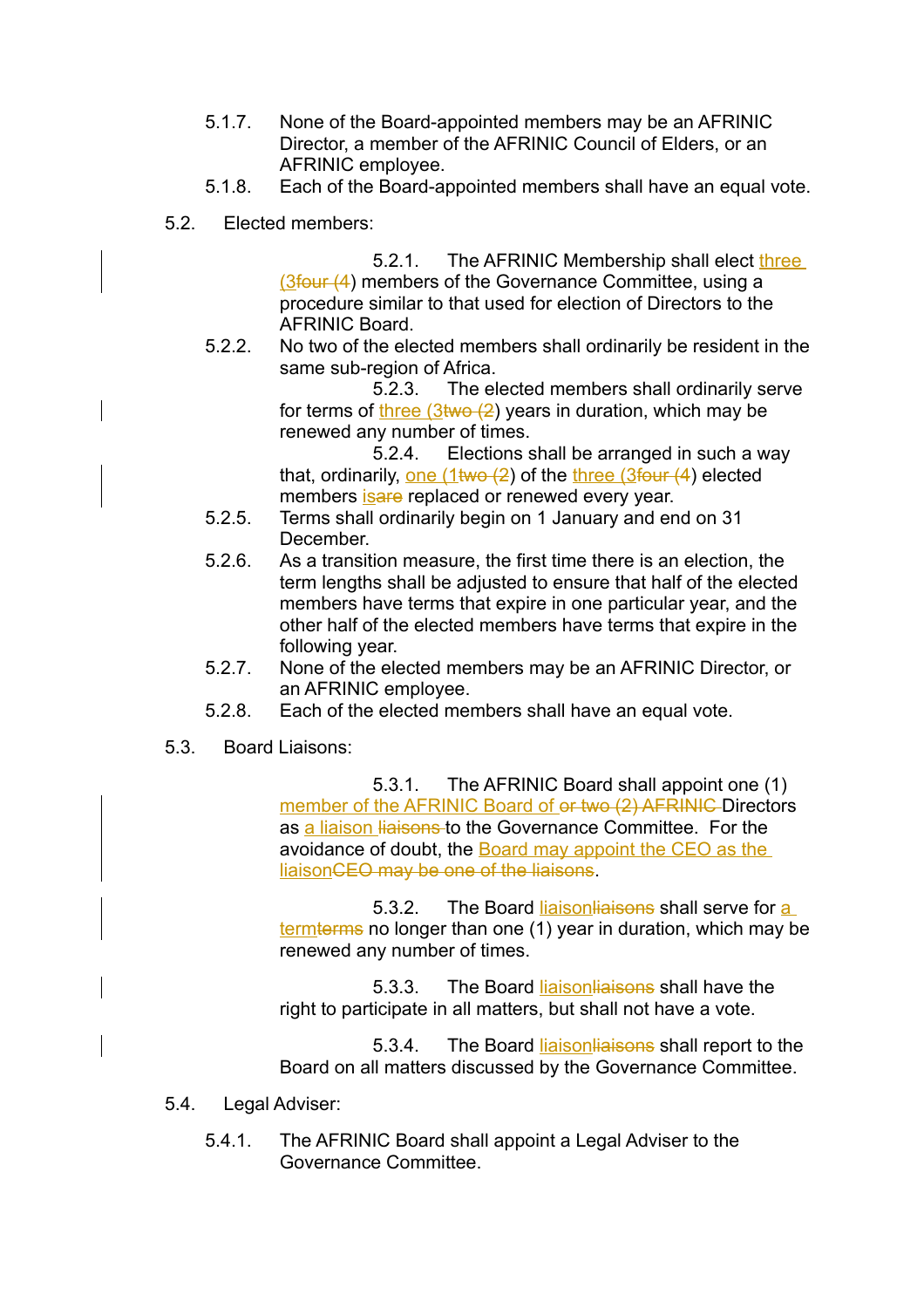- 5.1.7. None of the Board-appointed members may be an AFRINIC Director, a member of the AFRINIC Council of Elders, or an AFRINIC employee.
- 5.1.8. Each of the Board-appointed members shall have an equal vote.

5.2. Elected members:

- 5.2.1. The AFRINIC Membership shall elect three (3~~four (4~~) members of the Governance Committee, using a procedure similar to that used for election of Directors to the AFRINIC Board.
- 5.2.2. No two of the elected members shall ordinarily be resident in the same sub-region of Africa.
- 5.2.3. The elected members shall ordinarily serve for terms of three (3~~two (2~~) years in duration, which may be renewed any number of times.
- 5.2.4. Elections shall be arranged in such a way that, ordinarily, one (1~~two (2~~) of the three (3~~four (4~~) elected members is~~are~~ replaced or renewed every year.
- 5.2.5. Terms shall ordinarily begin on 1 January and end on 31 December.
- 5.2.6. As a transition measure, the first time there is an election, the term lengths shall be adjusted to ensure that half of the elected members have terms that expire in one particular year, and the other half of the elected members have terms that expire in the following year.
- 5.2.7. None of the elected members may be an AFRINIC Director, or an AFRINIC employee.
- 5.2.8. Each of the elected members shall have an equal vote.

5.3. Board Liaisons:

- 5.3.1. The AFRINIC Board shall appoint one (1) member of the AFRINIC Board of ~~or two (2) AFRINIC~~ Directors as a liaison ~~liaisons~~ to the Governance Committee. For the avoidance of doubt, the Board may appoint the CEO as the liaison~~CEO may be one of the liaisons~~.

- 5.3.2. The Board liaison~~liaisons~~ shall serve for a term~~terms~~ no longer than one (1) year in duration, which may be renewed any number of times.

- 5.3.3. The Board liaison~~liaisons~~ shall have the right to participate in all matters, but shall not have a vote.

- 5.3.4. The Board liaison~~liaisons~~ shall report to the Board on all matters discussed by the Governance Committee.

5.4. Legal Adviser:

- 5.4.1. The AFRINIC Board shall appoint a Legal Adviser to the Governance Committee.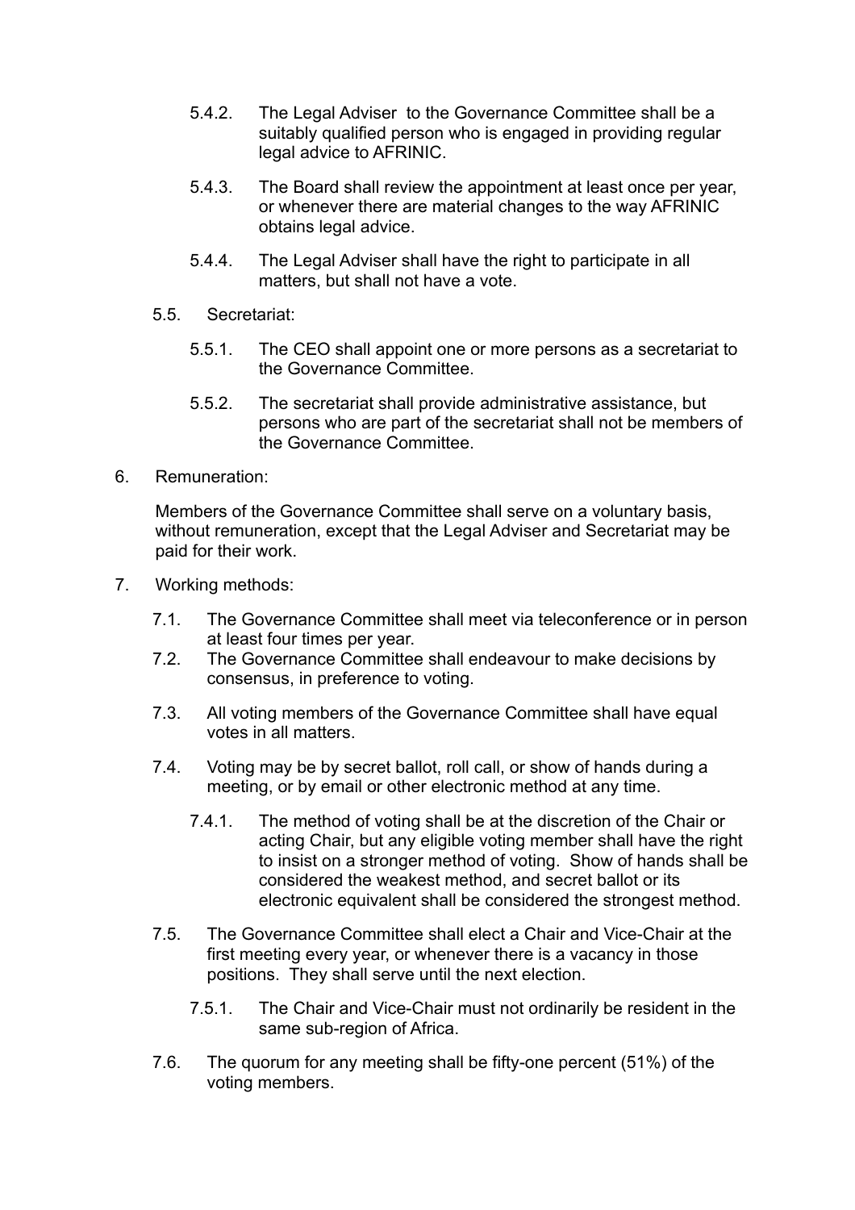5.4.2. The Legal Adviser to the Governance Committee shall be a suitably qualified person who is engaged in providing regular legal advice to AFRINIC.

5.4.3. The Board shall review the appointment at least once per year, or whenever there are material changes to the way AFRINIC obtains legal advice.

5.4.4. The Legal Adviser shall have the right to participate in all matters, but shall not have a vote.

5.5. Secretariat:

5.5.1. The CEO shall appoint one or more persons as a secretariat to the Governance Committee.

5.5.2. The secretariat shall provide administrative assistance, but persons who are part of the secretariat shall not be members of the Governance Committee.

6. Remuneration:

Members of the Governance Committee shall serve on a voluntary basis, without remuneration, except that the Legal Adviser and Secretariat may be paid for their work.

7. Working methods:

7.1. The Governance Committee shall meet via teleconference or in person at least four times per year.

7.2. The Governance Committee shall endeavour to make decisions by consensus, in preference to voting.

7.3. All voting members of the Governance Committee shall have equal votes in all matters.

7.4. Voting may be by secret ballot, roll call, or show of hands during a meeting, or by email or other electronic method at any time.

7.4.1. The method of voting shall be at the discretion of the Chair or acting Chair, but any eligible voting member shall have the right to insist on a stronger method of voting. Show of hands shall be considered the weakest method, and secret ballot or its electronic equivalent shall be considered the strongest method.

7.5. The Governance Committee shall elect a Chair and Vice-Chair at the first meeting every year, or whenever there is a vacancy in those positions. They shall serve until the next election.

7.5.1. The Chair and Vice-Chair must not ordinarily be resident in the same sub-region of Africa.

7.6. The quorum for any meeting shall be fifty-one percent (51%) of the voting members.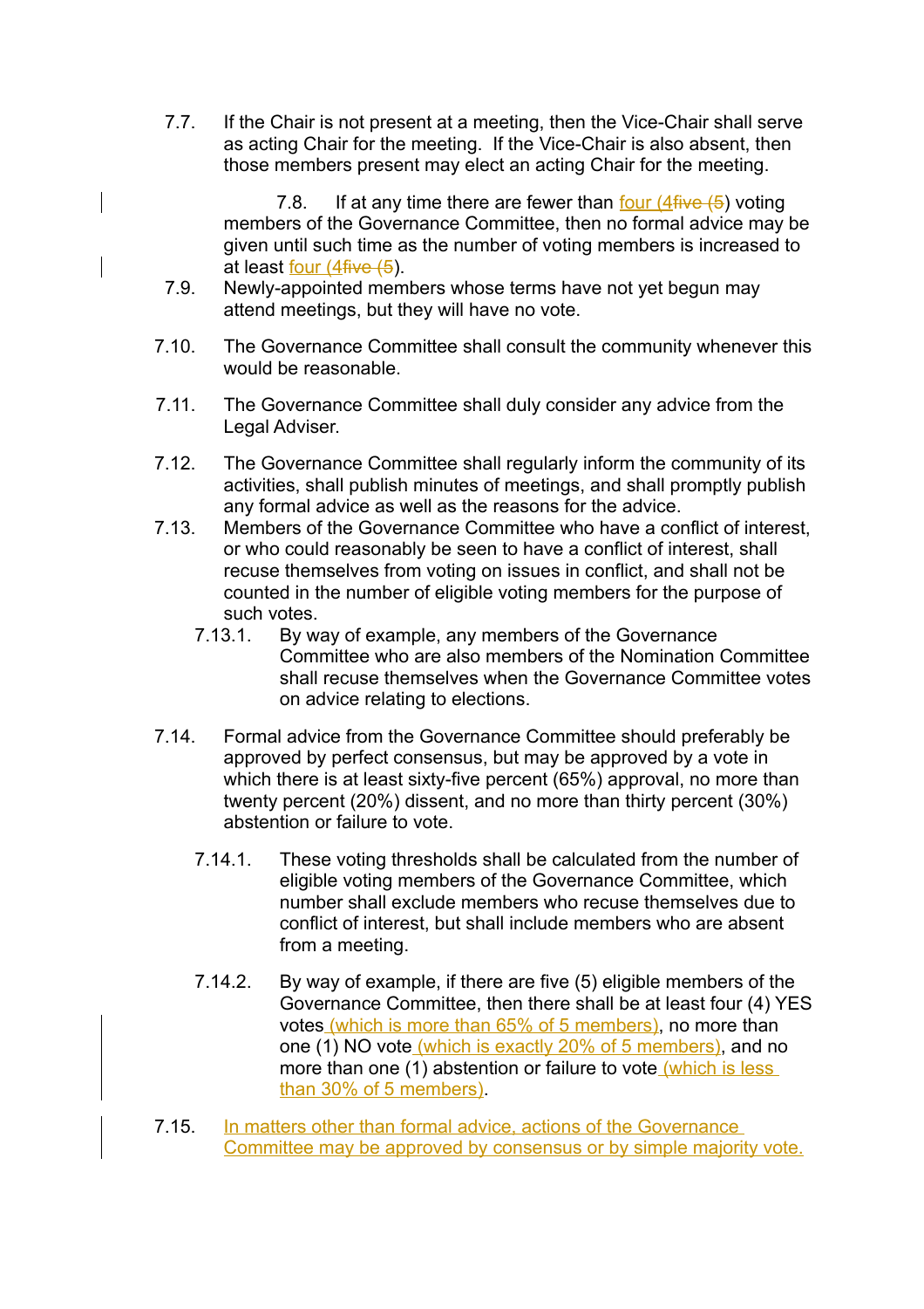7.7. If the Chair is not present at a meeting, then the Vice-Chair shall serve as acting Chair for the meeting. If the Vice-Chair is also absent, then those members present may elect an acting Chair for the meeting.

7.8. If at any time there are fewer than four (4five (5) voting members of the Governance Committee, then no formal advice may be given until such time as the number of voting members is increased to at least four (4five (5).

7.9. Newly-appointed members whose terms have not yet begun may attend meetings, but they will have no vote.

7.10. The Governance Committee shall consult the community whenever this would be reasonable.

7.11. The Governance Committee shall duly consider any advice from the Legal Adviser.

7.12. The Governance Committee shall regularly inform the community of its activities, shall publish minutes of meetings, and shall promptly publish any formal advice as well as the reasons for the advice.

7.13. Members of the Governance Committee who have a conflict of interest, or who could reasonably be seen to have a conflict of interest, shall recuse themselves from voting on issues in conflict, and shall not be counted in the number of eligible voting members for the purpose of such votes.

7.13.1. By way of example, any members of the Governance Committee who are also members of the Nomination Committee shall recuse themselves when the Governance Committee votes on advice relating to elections.

7.14. Formal advice from the Governance Committee should preferably be approved by perfect consensus, but may be approved by a vote in which there is at least sixty-five percent (65%) approval, no more than twenty percent (20%) dissent, and no more than thirty percent (30%) abstention or failure to vote.

7.14.1. These voting thresholds shall be calculated from the number of eligible voting members of the Governance Committee, which number shall exclude members who recuse themselves due to conflict of interest, but shall include members who are absent from a meeting.

7.14.2. By way of example, if there are five (5) eligible members of the Governance Committee, then there shall be at least four (4) YES votes (which is more than 65% of 5 members), no more than one (1) NO vote (which is exactly 20% of 5 members), and no more than one (1) abstention or failure to vote (which is less than 30% of 5 members).

7.15. In matters other than formal advice, actions of the Governance Committee may be approved by consensus or by simple majority vote.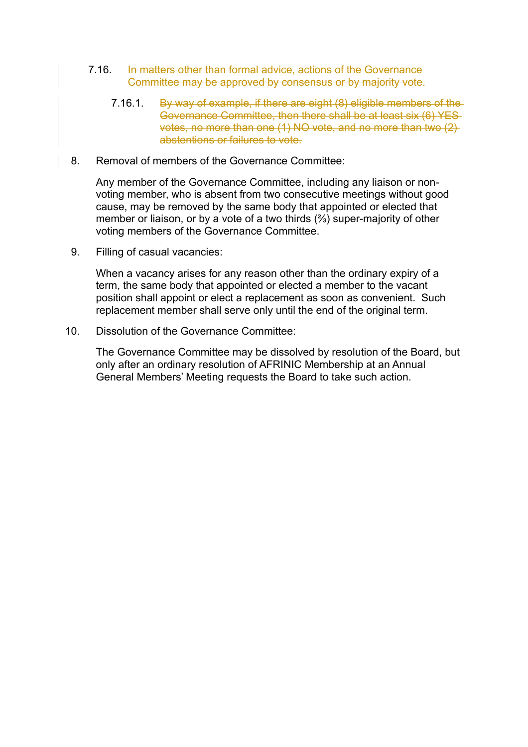7.16. ~~In matters other than formal advice, actions of the Governance Committee may be approved by consensus or by majority vote.~~

7.16.1. ~~By way of example, if there are eight (8) eligible members of the Governance Committee, then there shall be at least six (6) YES votes, no more than one (1) NO vote, and no more than two (2) abstentions or failures to vote.~~

8. Removal of members of the Governance Committee:

   Any member of the Governance Committee, including any liaison or non-voting member, who is absent from two consecutive meetings without good cause, may be removed by the same body that appointed or elected that member or liaison, or by a vote of a two thirds (⅔) super-majority of other voting members of the Governance Committee.

9. Filling of casual vacancies:

   When a vacancy arises for any reason other than the ordinary expiry of a term, the same body that appointed or elected a member to the vacant position shall appoint or elect a replacement as soon as convenient. Such replacement member shall serve only until the end of the original term.

10. Dissolution of the Governance Committee:

    The Governance Committee may be dissolved by resolution of the Board, but only after an ordinary resolution of AFRINIC Membership at an Annual General Members' Meeting requests the Board to take such action.